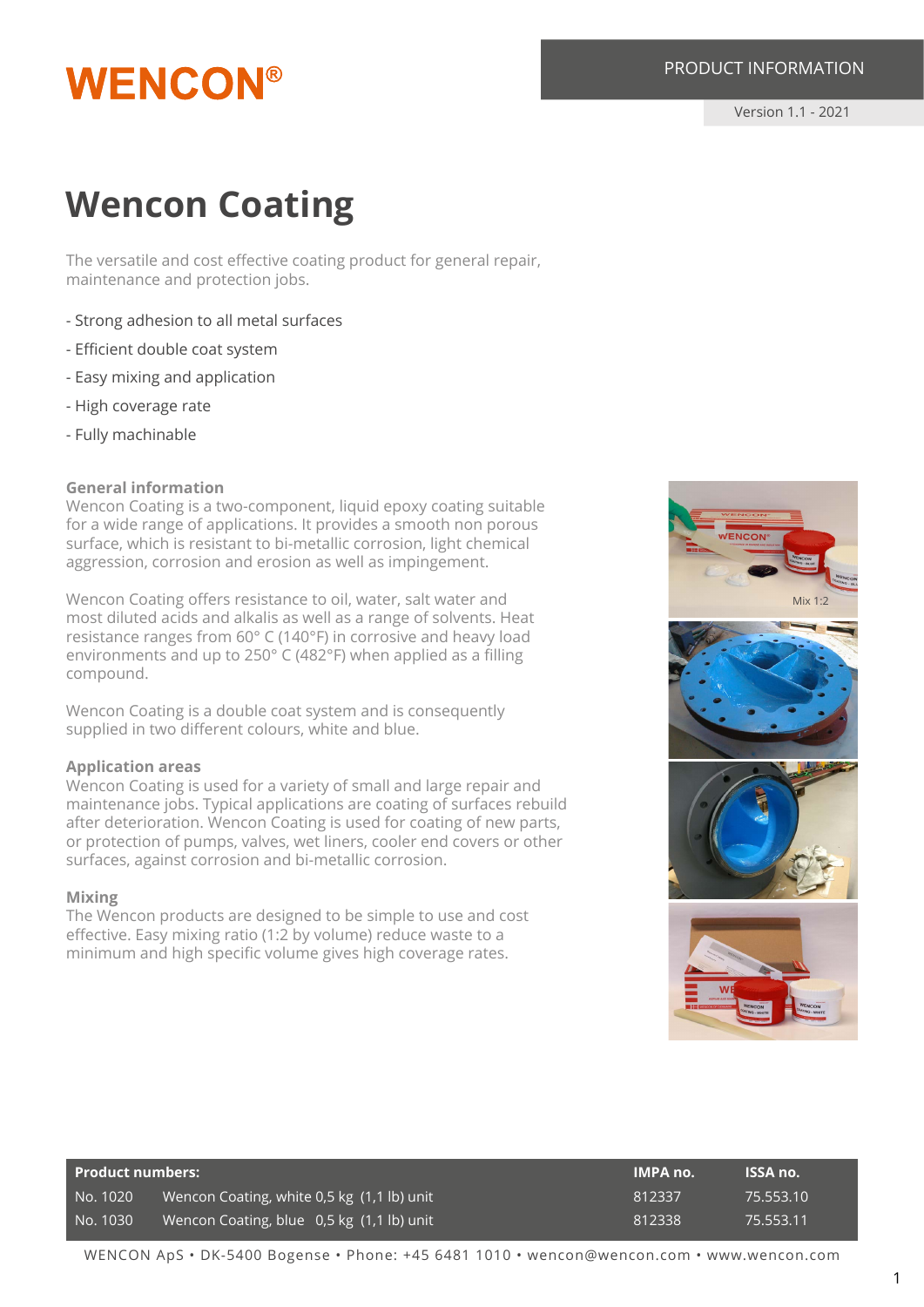WENCON®

PRODUCT INFORMATION

Version 1.1 - 2021

# Wencon Coating

The versatile and cost effective coating product for general repair, maintenance and protection jobs.

- Strong adhesion to all metal surfaces
- Efficient double coat system
- Easy mixing and application
- High coverage rate
- Fully machinable

### General information

Wencon Coating is a two-component, liquid epoxy coating suitable for a wide range of applications. It provides a smooth non porous surface, which is resistant to bi-metallic corrosion, light chemical aggression, corrosion and erosion as well as impingement.

Wencon Coating offers resistance to oil, water, salt water and most diluted acids and alkalis as well as a range of solvents. Heat resistance ranges from 60° C (140°F) in corrosive and heavy load environments and up to 250° C (482°F) when applied as a filling compound.

Wencon Coating is a double coat system and is consequently supplied in two different colours, white and blue.

### Application areas

Wencon Coating is used for a variety of small and large repair and maintenance jobs. Typical applications are coating of surfaces rebuild after deterioration. Wencon Coating is used for coating of new parts, or protection of pumps, valves, wet liners, cooler end covers or other surfaces, against corrosion and bi-metallic corrosion.

### Mixing

The Wencon products are designed to be simple to use and cost effective. Easy mixing ratio (1:2 by volume) reduce waste to a minimum and high specific volume gives high coverage rates.

Mix 1:2

| Product numbers: | | IMPA no. | ISSA no. |
|---|---|---|---|
| No. 1020 | Wencon Coating, white 0,5 kg (1,1 lb) unit | 812337 | 75.553.10 |
| No. 1030 | Wencon Coating, blue 0,5 kg (1,1 lb) unit | 812338 | 75.553.11 |

WENCON ApS • DK-5400 Bogense • Phone: +45 6481 1010 • wencon@wencon.com • www.wencon.com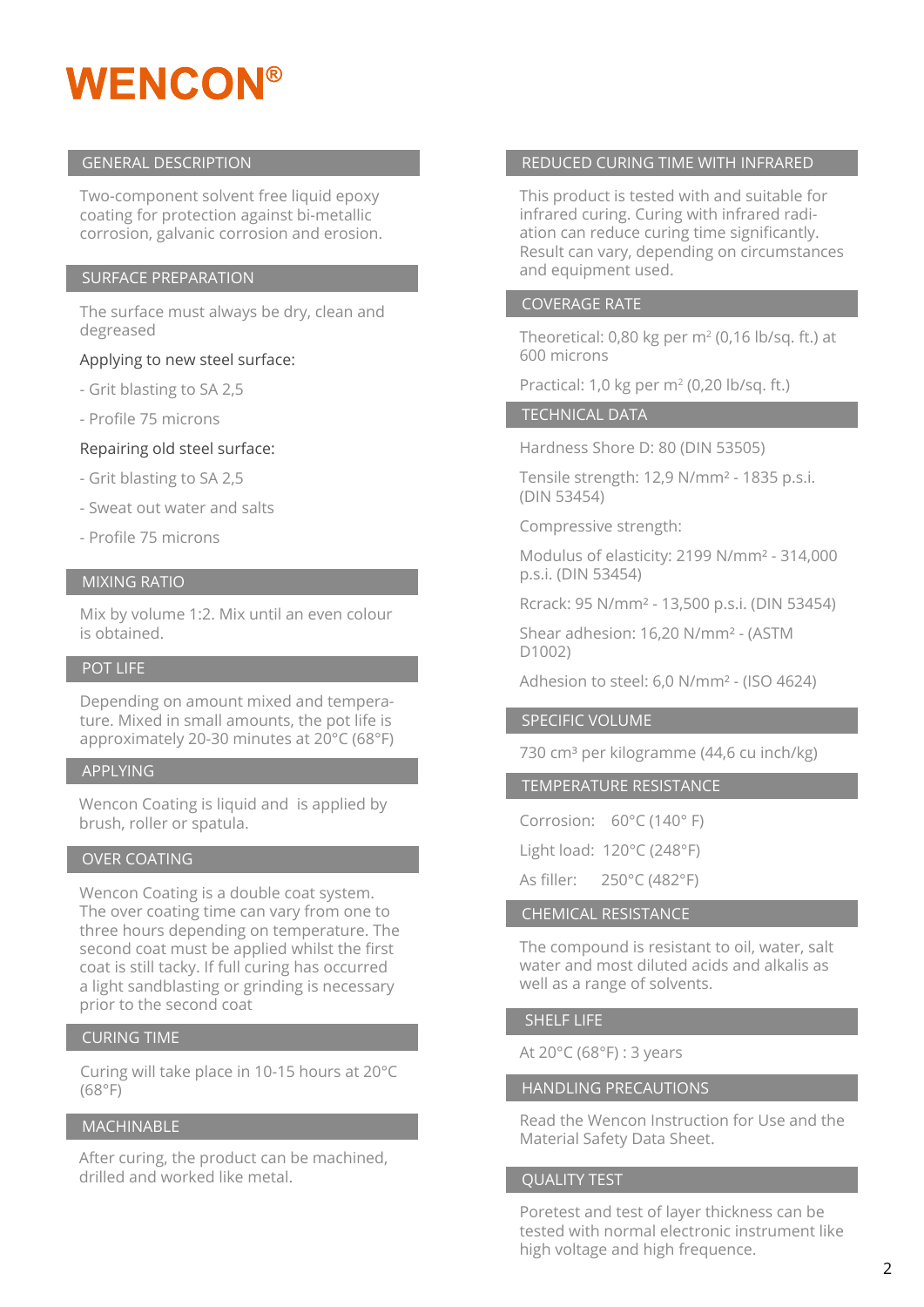# WENCON®

## GENERAL DESCRIPTION

Two-component solvent free liquid epoxy coating for protection against bi-metallic corrosion, galvanic corrosion and erosion.

## SURFACE PREPARATION

The surface must always be dry, clean and degreased

Applying to new steel surface:

- Grit blasting to SA 2,5
- Profile 75 microns

Repairing old steel surface:

- Grit blasting to SA 2,5
- Sweat out water and salts
- Profile 75 microns

## MIXING RATIO

Mix by volume 1:2. Mix until an even colour is obtained.

## POT LIFE

Depending on amount mixed and temperature. Mixed in small amounts, the pot life is approximately 20-30 minutes at 20°C (68°F)

## APPLYING

Wencon Coating is liquid and is applied by brush, roller or spatula.

## OVER COATING

Wencon Coating is a double coat system. The over coating time can vary from one to three hours depending on temperature. The second coat must be applied whilst the first coat is still tacky. If full curing has occurred a light sandblasting or grinding is necessary prior to the second coat

## CURING TIME

Curing will take place in 10-15 hours at 20°C (68°F)

## MACHINABLE

After curing, the product can be machined, drilled and worked like metal.

## REDUCED CURING TIME WITH INFRARED

This product is tested with and suitable for infrared curing. Curing with infrared radiation can reduce curing time significantly. Result can vary, depending on circumstances and equipment used.

## COVERAGE RATE

Theoretical: 0,80 kg per m² (0,16 lb/sq. ft.) at 600 microns

Practical: 1,0 kg per m² (0,20 lb/sq. ft.)

## TECHNICAL DATA

Hardness Shore D: 80 (DIN 53505)

Tensile strength: 12,9 N/mm² - 1835 p.s.i. (DIN 53454)

Compressive strength:

Modulus of elasticity: 2199 N/mm² - 314,000 p.s.i. (DIN 53454)

Rcrack: 95 N/mm² - 13,500 p.s.i. (DIN 53454)

Shear adhesion: 16,20 N/mm² - (ASTM D1002)

Adhesion to steel: 6,0 N/mm² - (ISO 4624)

## SPECIFIC VOLUME

730 cm³ per kilogramme (44,6 cu inch/kg)

## TEMPERATURE RESISTANCE

Corrosion: 60°C (140° F)

Light load: 120°C (248°F)

As filler: 250°C (482°F)

## CHEMICAL RESISTANCE

The compound is resistant to oil, water, salt water and most diluted acids and alkalis as well as a range of solvents.

## SHELF LIFE

At 20°C (68°F) : 3 years

## HANDLING PRECAUTIONS

Read the Wencon Instruction for Use and the Material Safety Data Sheet.

## QUALITY TEST

Poretest and test of layer thickness can be tested with normal electronic instrument like high voltage and high frequence.